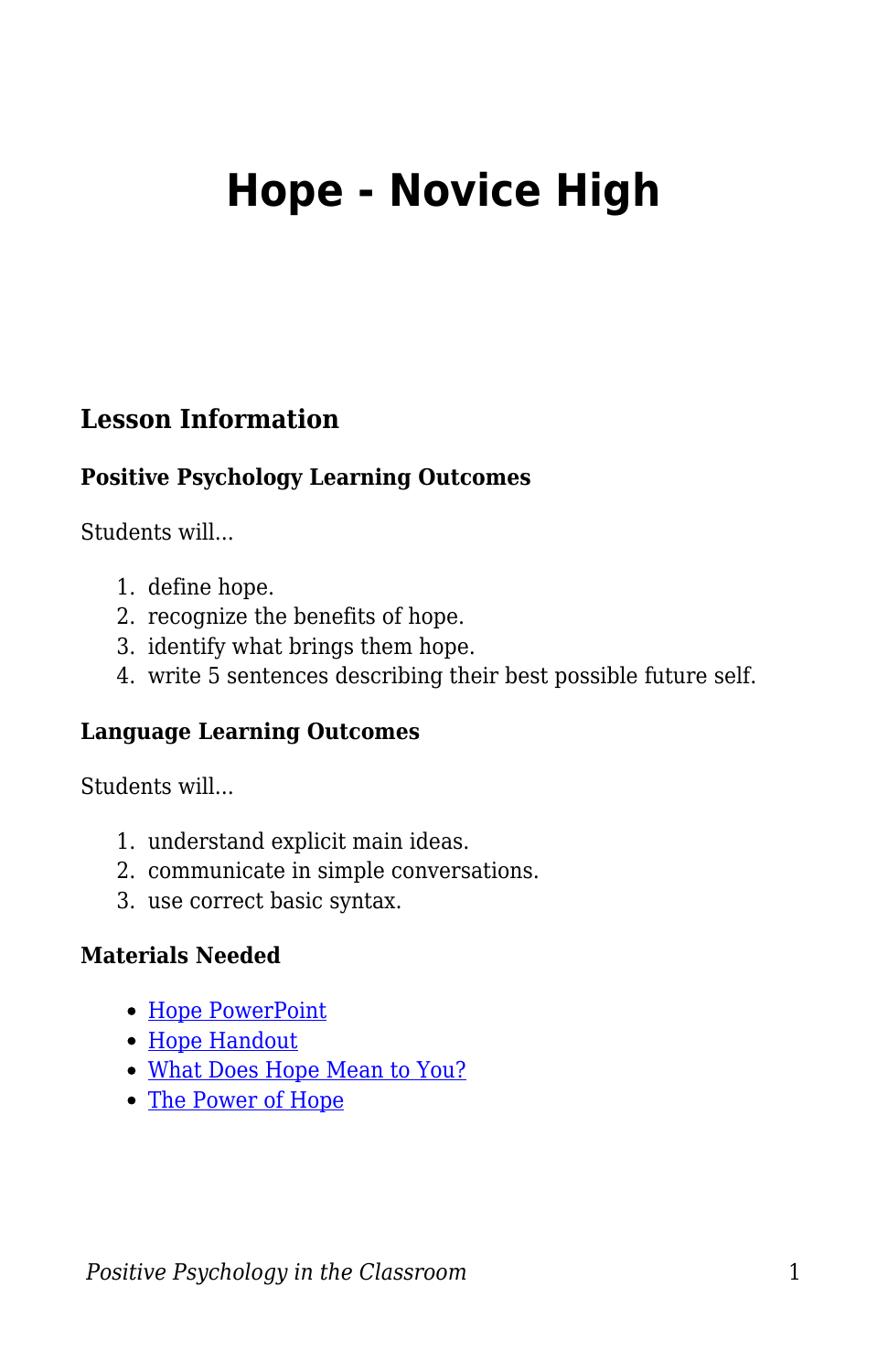# Hope - Novice High

## Lesson Information

### Positive Psychology Learning Outcomes

Students will...

1. define hope.
2. recognize the benefits of hope.
3. identify what brings them hope.
4. write 5 sentences describing their best possible future self.

### Language Learning Outcomes

Students will...

1. understand explicit main ideas.
2. communicate in simple conversations.
3. use correct basic syntax.

### Materials Needed

- Hope PowerPoint
- Hope Handout
- What Does Hope Mean to You?
- The Power of Hope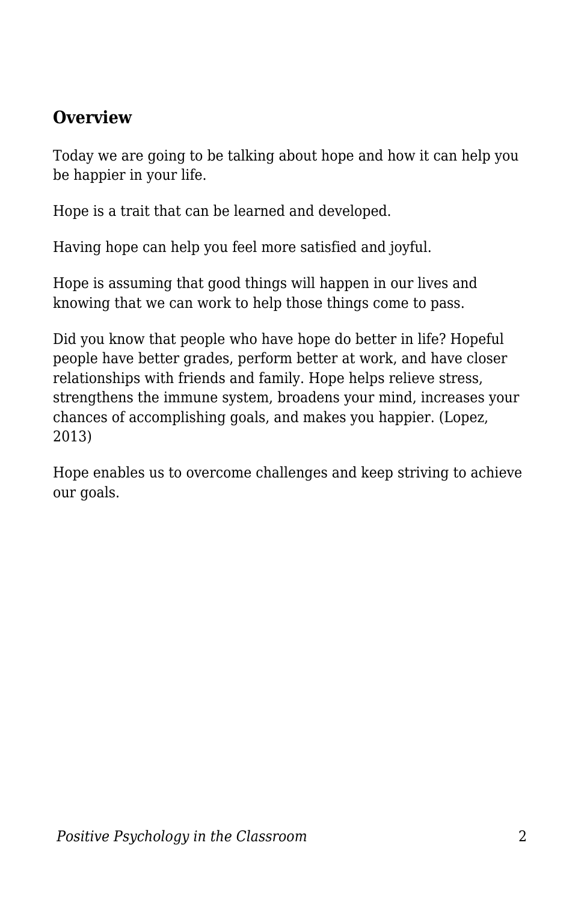## Overview

Today we are going to be talking about hope and how it can help you be happier in your life.

Hope is a trait that can be learned and developed.

Having hope can help you feel more satisfied and joyful.

Hope is assuming that good things will happen in our lives and knowing that we can work to help those things come to pass.

Did you know that people who have hope do better in life? Hopeful people have better grades, perform better at work, and have closer relationships with friends and family. Hope helps relieve stress, strengthens the immune system, broadens your mind, increases your chances of accomplishing goals, and makes you happier. (Lopez, 2013)

Hope enables us to overcome challenges and keep striving to achieve our goals.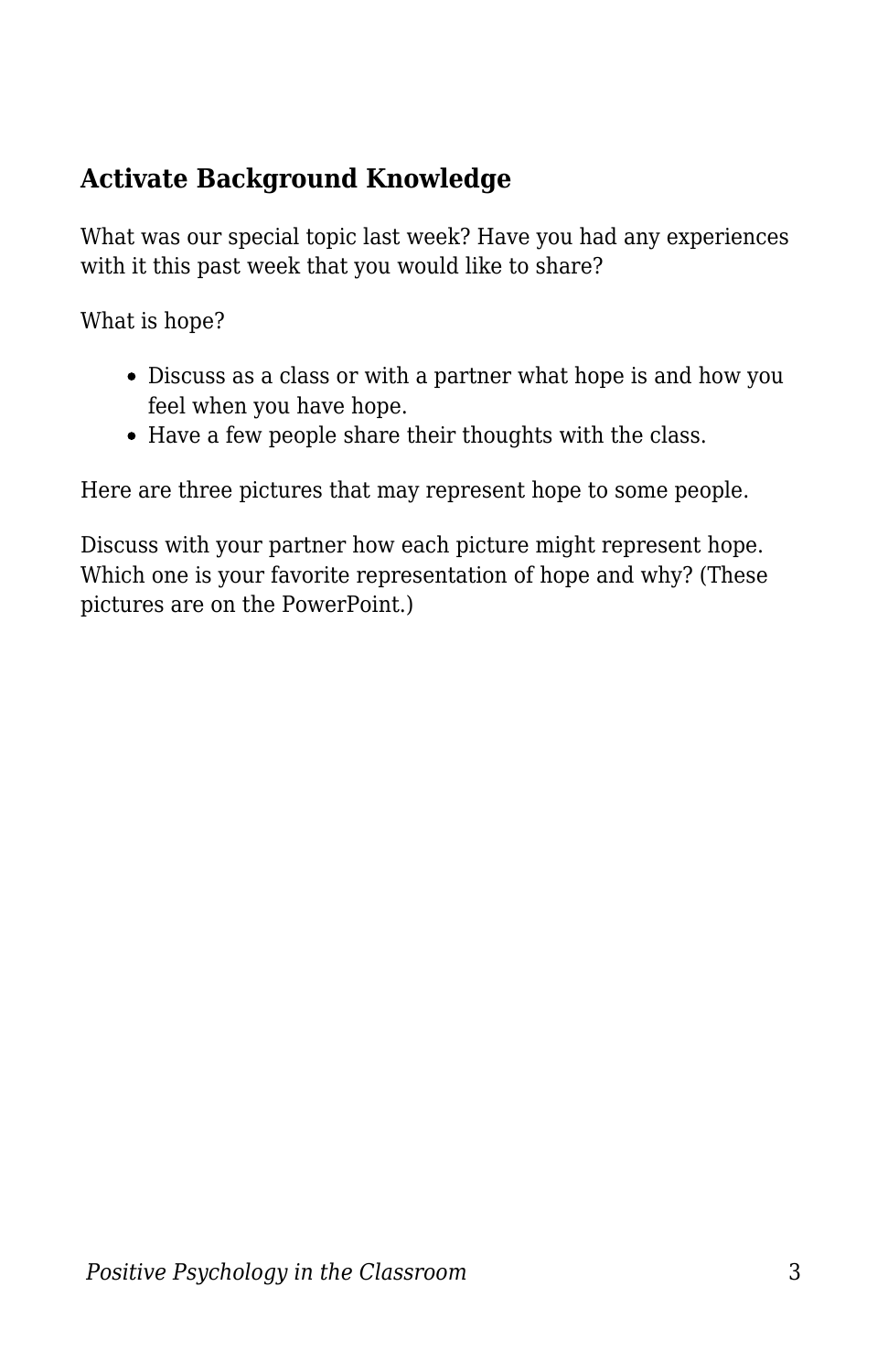## Activate Background Knowledge

What was our special topic last week? Have you had any experiences with it this past week that you would like to share?

What is hope?

- Discuss as a class or with a partner what hope is and how you feel when you have hope.
- Have a few people share their thoughts with the class.

Here are three pictures that may represent hope to some people.

Discuss with your partner how each picture might represent hope. Which one is your favorite representation of hope and why? (These pictures are on the PowerPoint.)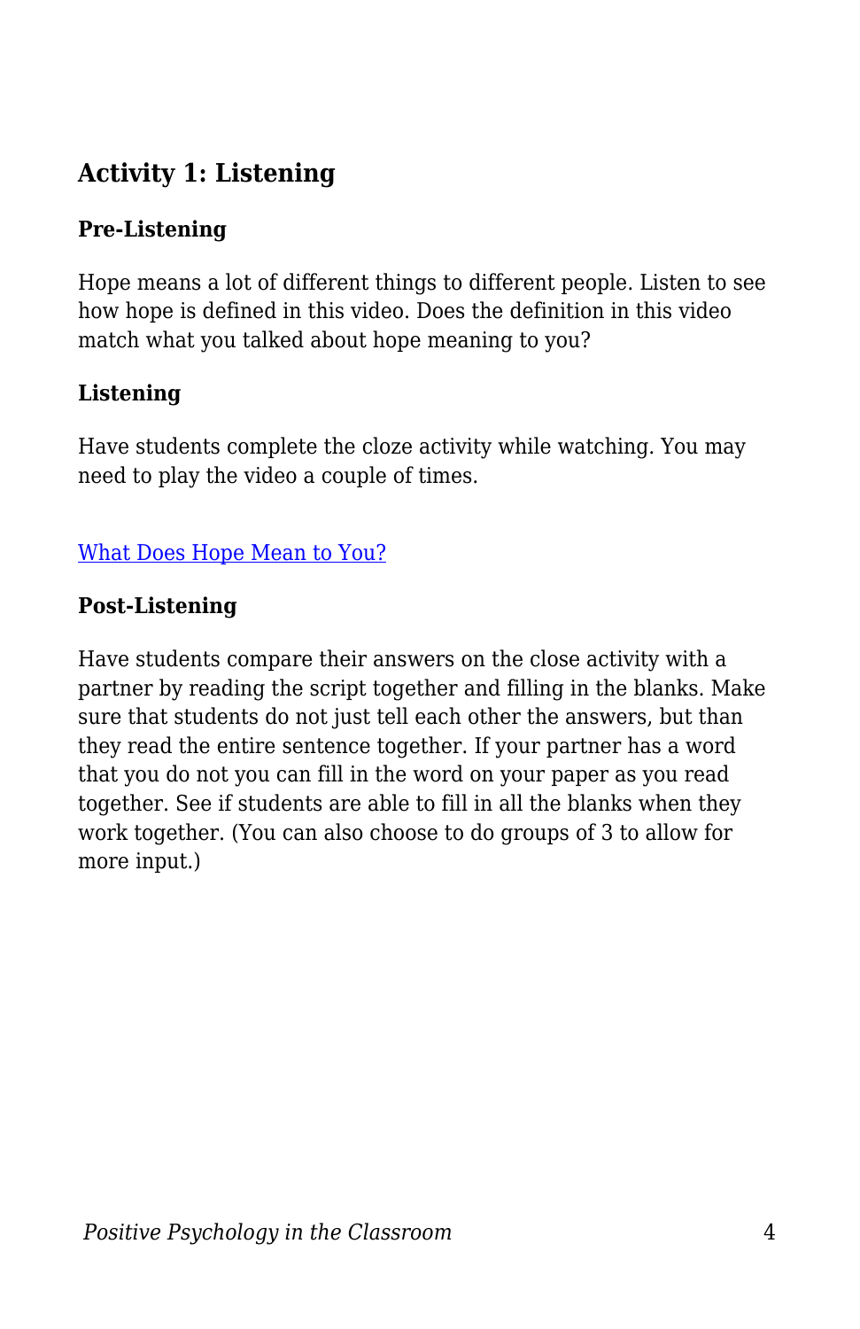## Activity 1: Listening

### Pre-Listening

Hope means a lot of different things to different people. Listen to see how hope is defined in this video. Does the definition in this video match what you talked about hope meaning to you?

### Listening

Have students complete the cloze activity while watching. You may need to play the video a couple of times.

[What Does Hope Mean to You?]

### Post-Listening

Have students compare their answers on the close activity with a partner by reading the script together and filling in the blanks. Make sure that students do not just tell each other the answers, but than they read the entire sentence together. If your partner has a word that you do not you can fill in the word on your paper as you read together. See if students are able to fill in all the blanks when they work together. (You can also choose to do groups of 3 to allow for more input.)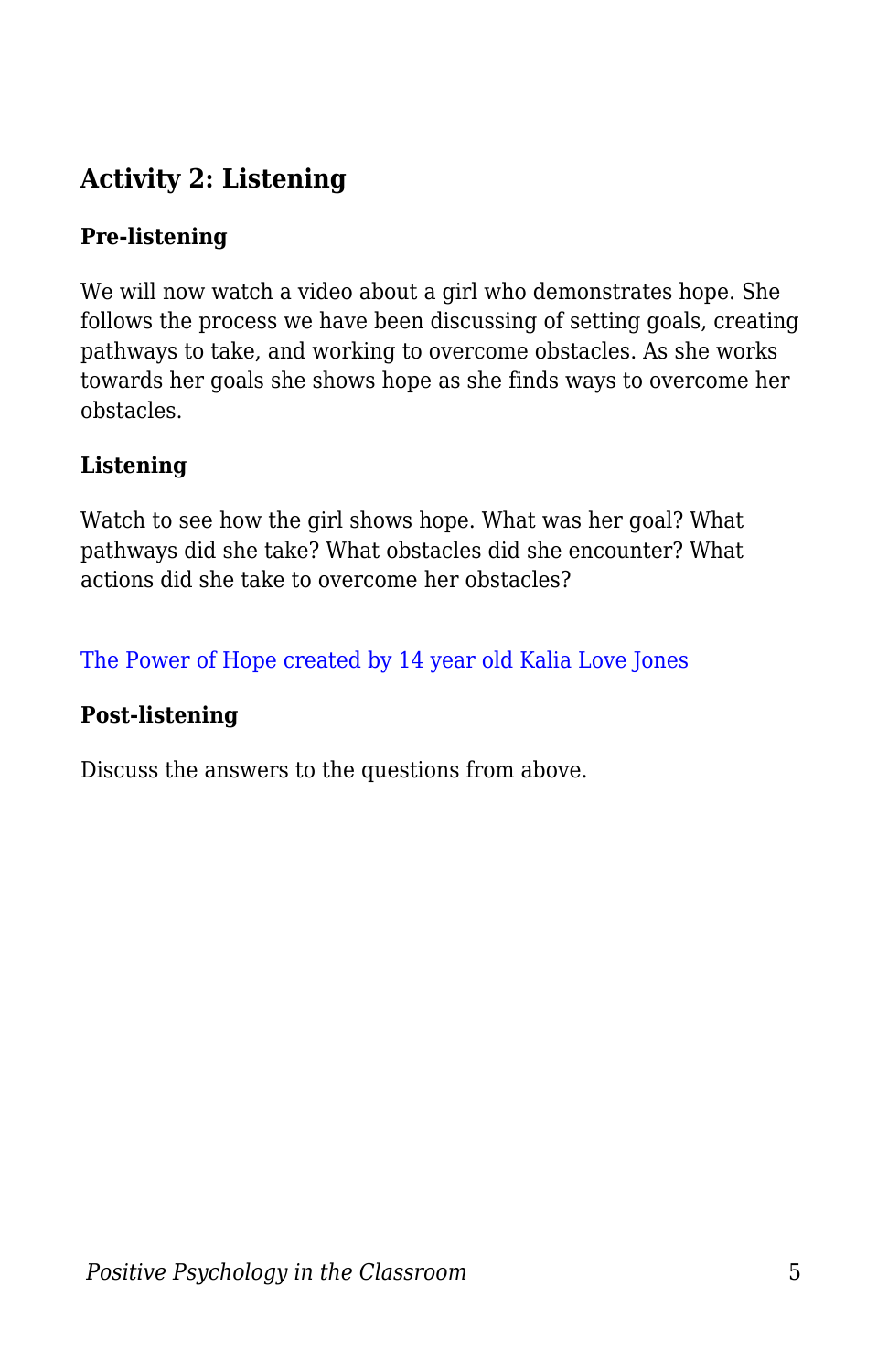## Activity 2: Listening

### Pre-listening

We will now watch a video about a girl who demonstrates hope. She follows the process we have been discussing of setting goals, creating pathways to take, and working to overcome obstacles. As she works towards her goals she shows hope as she finds ways to overcome her obstacles.

### Listening

Watch to see how the girl shows hope. What was her goal? What pathways did she take? What obstacles did she encounter? What actions did she take to overcome her obstacles?

The Power of Hope created by 14 year old Kalia Love Jones

### Post-listening

Discuss the answers to the questions from above.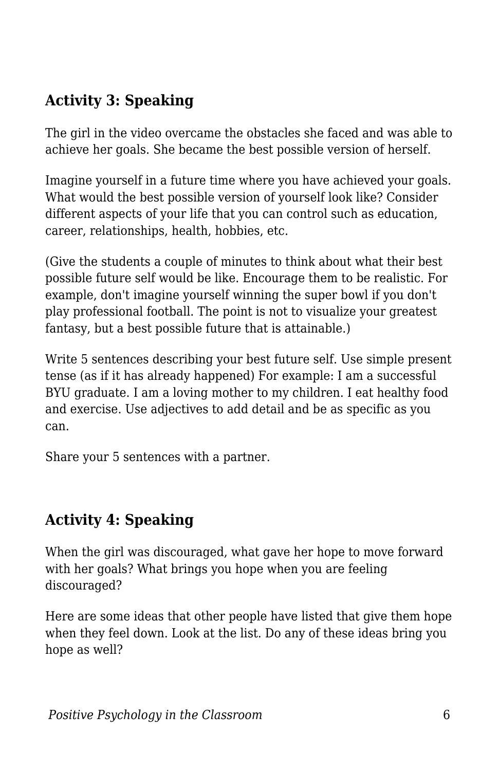## Activity 3: Speaking

The girl in the video overcame the obstacles she faced and was able to achieve her goals. She became the best possible version of herself.

Imagine yourself in a future time where you have achieved your goals. What would the best possible version of yourself look like? Consider different aspects of your life that you can control such as education, career, relationships, health, hobbies, etc.

(Give the students a couple of minutes to think about what their best possible future self would be like. Encourage them to be realistic. For example, don't imagine yourself winning the super bowl if you don't play professional football. The point is not to visualize your greatest fantasy, but a best possible future that is attainable.)

Write 5 sentences describing your best future self. Use simple present tense (as if it has already happened) For example: I am a successful BYU graduate. I am a loving mother to my children. I eat healthy food and exercise. Use adjectives to add detail and be as specific as you can.

Share your 5 sentences with a partner.

## Activity 4: Speaking

When the girl was discouraged, what gave her hope to move forward with her goals? What brings you hope when you are feeling discouraged?

Here are some ideas that other people have listed that give them hope when they feel down. Look at the list. Do any of these ideas bring you hope as well?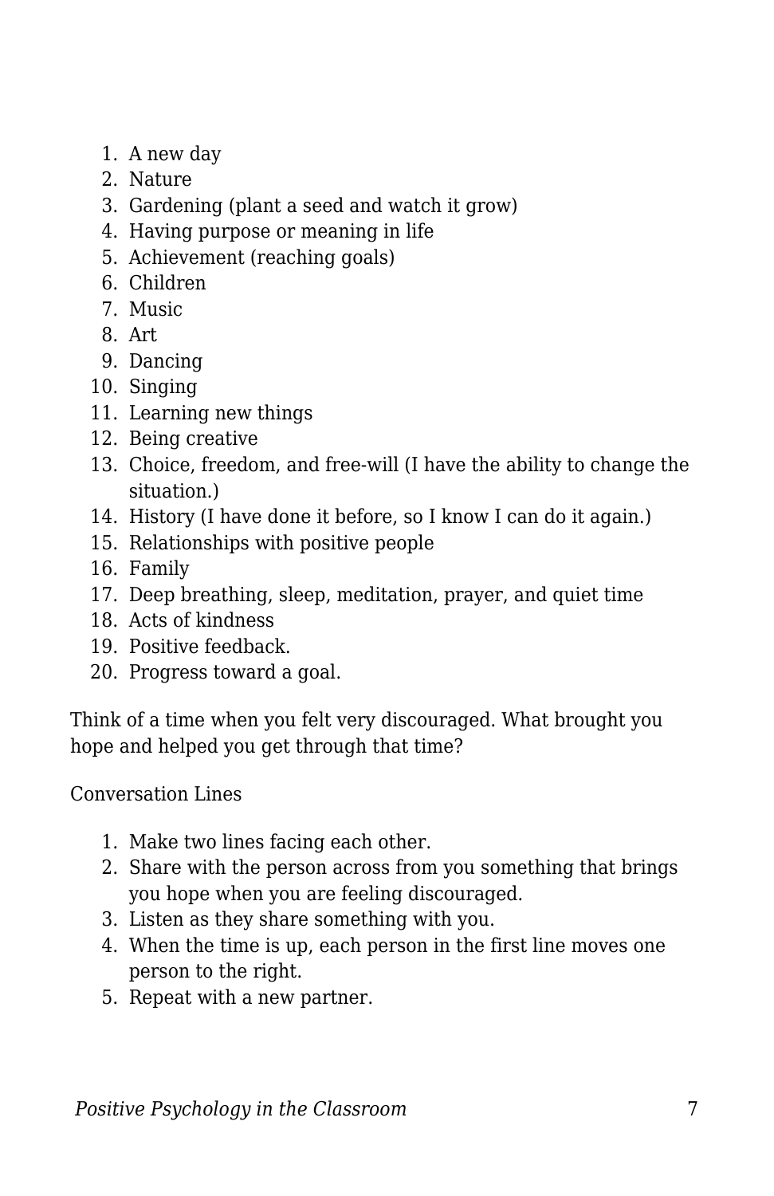1. A new day
2. Nature
3. Gardening (plant a seed and watch it grow)
4. Having purpose or meaning in life
5. Achievement (reaching goals)
6. Children
7. Music
8. Art
9. Dancing
10. Singing
11. Learning new things
12. Being creative
13. Choice, freedom, and free-will (I have the ability to change the situation.)
14. History (I have done it before, so I know I can do it again.)
15. Relationships with positive people
16. Family
17. Deep breathing, sleep, meditation, prayer, and quiet time
18. Acts of kindness
19. Positive feedback.
20. Progress toward a goal.

Think of a time when you felt very discouraged. What brought you hope and helped you get through that time?

Conversation Lines

1. Make two lines facing each other.
2. Share with the person across from you something that brings you hope when you are feeling discouraged.
3. Listen as they share something with you.
4. When the time is up, each person in the first line moves one person to the right.
5. Repeat with a new partner.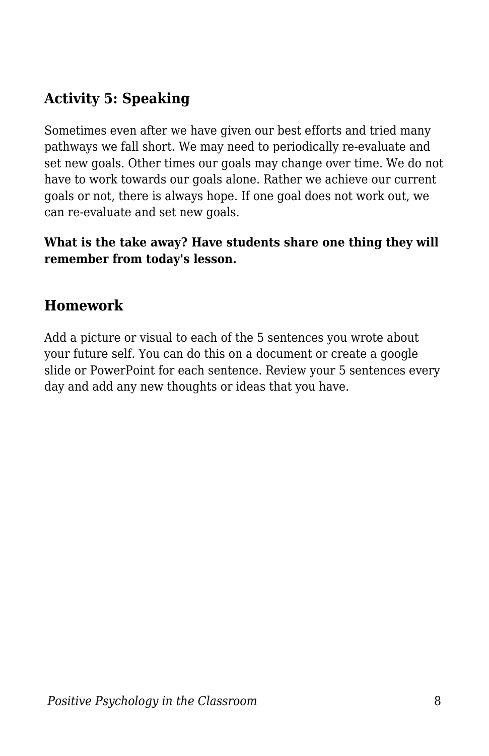### Activity 5: Speaking

Sometimes even after we have given our best efforts and tried many pathways we fall short. We may need to periodically re-evaluate and set new goals. Other times our goals may change over time. We do not have to work towards our goals alone. Rather we achieve our current goals or not, there is always hope. If one goal does not work out, we can re-evaluate and set new goals.

**What is the take away? Have students share one thing they will remember from today's lesson.**

### Homework

Add a picture or visual to each of the 5 sentences you wrote about your future self. You can do this on a document or create a google slide or PowerPoint for each sentence. Review your 5 sentences every day and add any new thoughts or ideas that you have.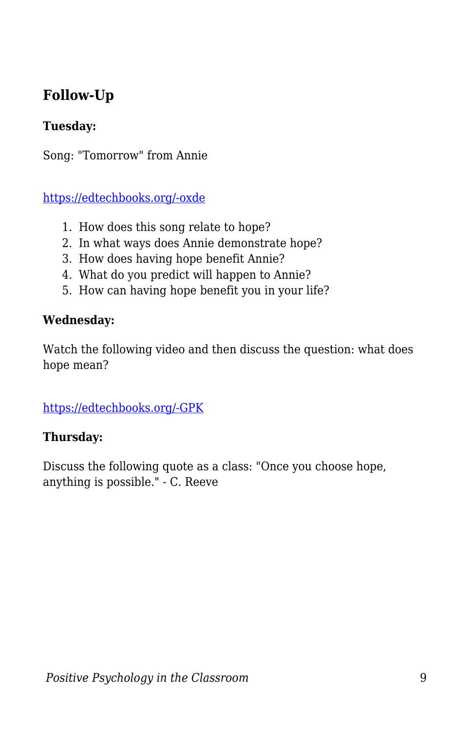### Follow-Up

**Tuesday:**

Song: "Tomorrow" from Annie

https://edtechbooks.org/-oxde

1. How does this song relate to hope?
2. In what ways does Annie demonstrate hope?
3. How does having hope benefit Annie?
4. What do you predict will happen to Annie?
5. How can having hope benefit you in your life?

**Wednesday:**

Watch the following video and then discuss the question: what does hope mean?

https://edtechbooks.org/-GPK

**Thursday:**

Discuss the following quote as a class: "Once you choose hope, anything is possible." - C. Reeve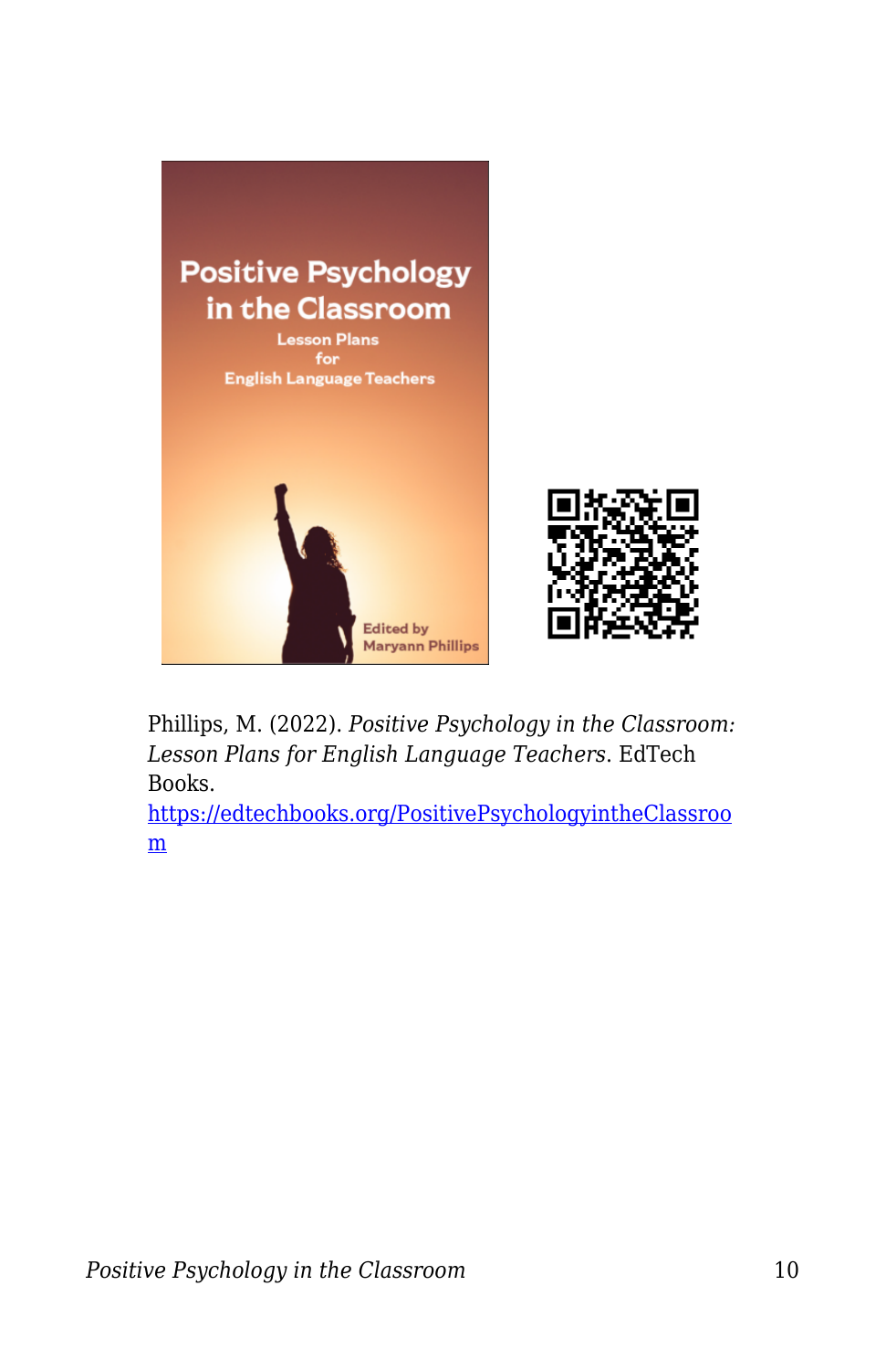Phillips, M. (2022). *Positive Psychology in the Classroom: Lesson Plans for English Language Teachers*. EdTech Books. [https://edtechbooks.org/PositivePsychologyintheClassroom](https://edtechbooks.org/PositivePsychologyintheClassroom)